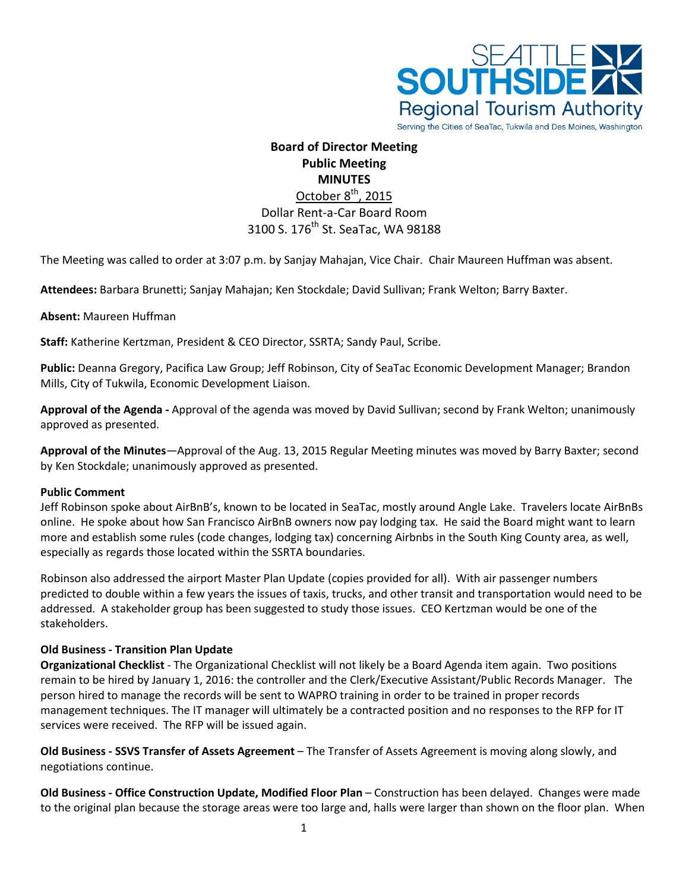SEATTLE SOUTHSIDE Regional Tourism Authority

Serving the Cities of SeaTac, Tukwila and Des Moines, Washington

**Board of Director Meeting**
**Public Meeting**
**MINUTES**

October 8th, 2015
Dollar Rent-a-Car Board Room
3100 S. 176th St. SeaTac, WA 98188

The Meeting was called to order at 3:07 p.m. by Sanjay Mahajan, Vice Chair. Chair Maureen Huffman was absent.

**Attendees:** Barbara Brunetti; Sanjay Mahajan; Ken Stockdale; David Sullivan; Frank Welton; Barry Baxter.

**Absent:** Maureen Huffman

**Staff:** Katherine Kertzman, President & CEO Director, SSRTA; Sandy Paul, Scribe.

**Public:** Deanna Gregory, Pacifica Law Group; Jeff Robinson, City of SeaTac Economic Development Manager; Brandon Mills, City of Tukwila, Economic Development Liaison.

**Approval of the Agenda -** Approval of the agenda was moved by David Sullivan; second by Frank Welton; unanimously approved as presented.

**Approval of the Minutes**—Approval of the Aug. 13, 2015 Regular Meeting minutes was moved by Barry Baxter; second by Ken Stockdale; unanimously approved as presented.

**Public Comment**

Jeff Robinson spoke about AirBnB's, known to be located in SeaTac, mostly around Angle Lake. Travelers locate AirBnBs online. He spoke about how San Francisco AirBnB owners now pay lodging tax. He said the Board might want to learn more and establish some rules (code changes, lodging tax) concerning Airbnbs in the South King County area, as well, especially as regards those located within the SSRTA boundaries.

Robinson also addressed the airport Master Plan Update (copies provided for all). With air passenger numbers predicted to double within a few years the issues of taxis, trucks, and other transit and transportation would need to be addressed. A stakeholder group has been suggested to study those issues. CEO Kertzman would be one of the stakeholders.

**Old Business - Transition Plan Update**

**Organizational Checklist** - The Organizational Checklist will not likely be a Board Agenda item again. Two positions remain to be hired by January 1, 2016: the controller and the Clerk/Executive Assistant/Public Records Manager. The person hired to manage the records will be sent to WAPRO training in order to be trained in proper records management techniques. The IT manager will ultimately be a contracted position and no responses to the RFP for IT services were received. The RFP will be issued again.

**Old Business - SSVS Transfer of Assets Agreement** – The Transfer of Assets Agreement is moving along slowly, and negotiations continue.

**Old Business - Office Construction Update, Modified Floor Plan** – Construction has been delayed. Changes were made to the original plan because the storage areas were too large and, halls were larger than shown on the floor plan. When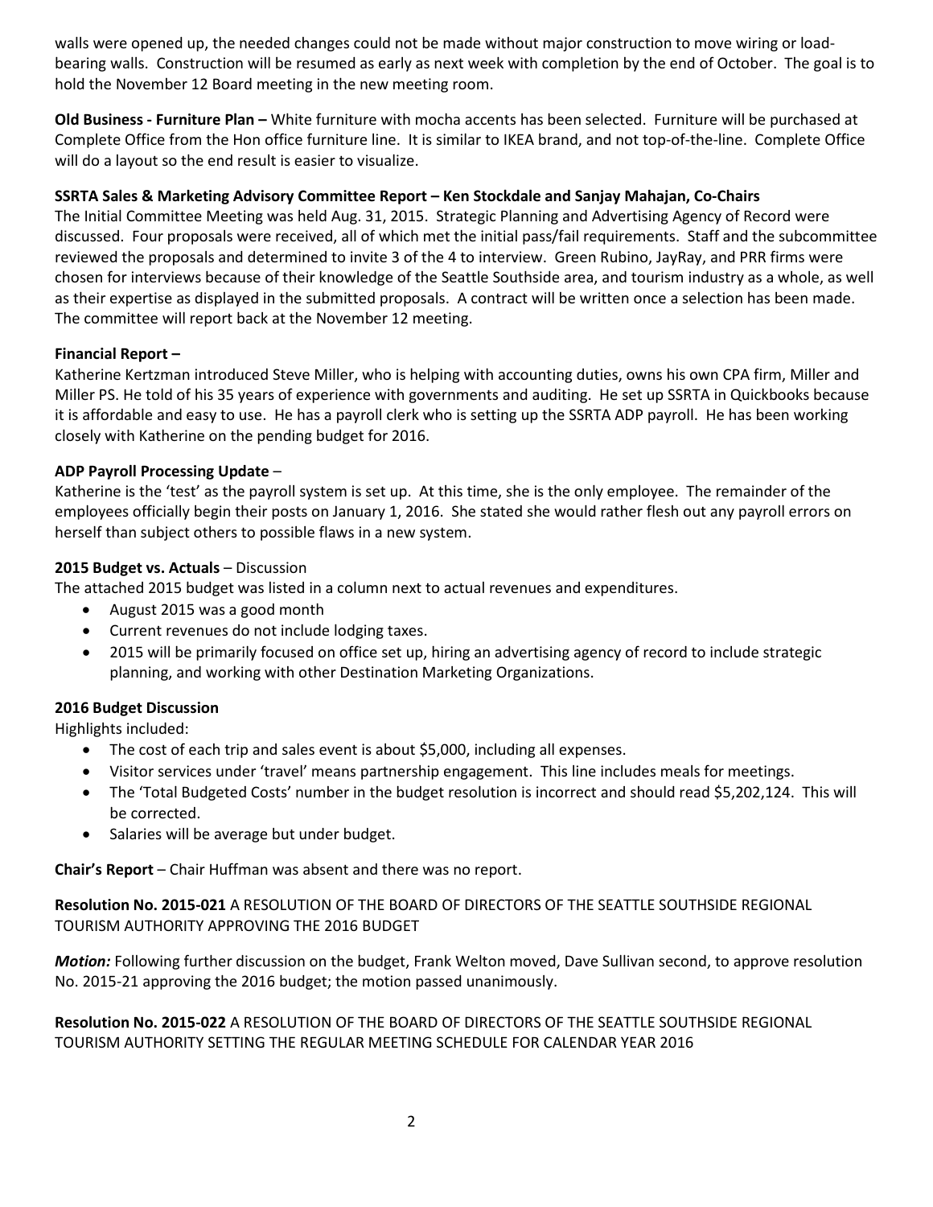walls were opened up, the needed changes could not be made without major construction to move wiring or load-bearing walls. Construction will be resumed as early as next week with completion by the end of October. The goal is to hold the November 12 Board meeting in the new meeting room.

**Old Business - Furniture Plan –** White furniture with mocha accents has been selected. Furniture will be purchased at Complete Office from the Hon office furniture line. It is similar to IKEA brand, and not top-of-the-line. Complete Office will do a layout so the end result is easier to visualize.

**SSRTA Sales & Marketing Advisory Committee Report – Ken Stockdale and Sanjay Mahajan, Co-Chairs**

The Initial Committee Meeting was held Aug. 31, 2015. Strategic Planning and Advertising Agency of Record were discussed. Four proposals were received, all of which met the initial pass/fail requirements. Staff and the subcommittee reviewed the proposals and determined to invite 3 of the 4 to interview. Green Rubino, JayRay, and PRR firms were chosen for interviews because of their knowledge of the Seattle Southside area, and tourism industry as a whole, as well as their expertise as displayed in the submitted proposals. A contract will be written once a selection has been made. The committee will report back at the November 12 meeting.

**Financial Report –**

Katherine Kertzman introduced Steve Miller, who is helping with accounting duties, owns his own CPA firm, Miller and Miller PS. He told of his 35 years of experience with governments and auditing. He set up SSRTA in Quickbooks because it is affordable and easy to use. He has a payroll clerk who is setting up the SSRTA ADP payroll. He has been working closely with Katherine on the pending budget for 2016.

**ADP Payroll Processing Update** –

Katherine is the 'test' as the payroll system is set up. At this time, she is the only employee. The remainder of the employees officially begin their posts on January 1, 2016. She stated she would rather flesh out any payroll errors on herself than subject others to possible flaws in a new system.

**2015 Budget vs. Actuals** – Discussion

The attached 2015 budget was listed in a column next to actual revenues and expenditures.

- August 2015 was a good month
- Current revenues do not include lodging taxes.
- 2015 will be primarily focused on office set up, hiring an advertising agency of record to include strategic planning, and working with other Destination Marketing Organizations.

**2016 Budget Discussion**

Highlights included:

- The cost of each trip and sales event is about $5,000, including all expenses.
- Visitor services under 'travel' means partnership engagement. This line includes meals for meetings.
- The 'Total Budgeted Costs' number in the budget resolution is incorrect and should read $5,202,124. This will be corrected.
- Salaries will be average but under budget.

**Chair's Report** – Chair Huffman was absent and there was no report.

**Resolution No. 2015-021** A RESOLUTION OF THE BOARD OF DIRECTORS OF THE SEATTLE SOUTHSIDE REGIONAL TOURISM AUTHORITY APPROVING THE 2016 BUDGET

***Motion:*** Following further discussion on the budget, Frank Welton moved, Dave Sullivan second, to approve resolution No. 2015-21 approving the 2016 budget; the motion passed unanimously.

**Resolution No. 2015-022** A RESOLUTION OF THE BOARD OF DIRECTORS OF THE SEATTLE SOUTHSIDE REGIONAL TOURISM AUTHORITY SETTING THE REGULAR MEETING SCHEDULE FOR CALENDAR YEAR 2016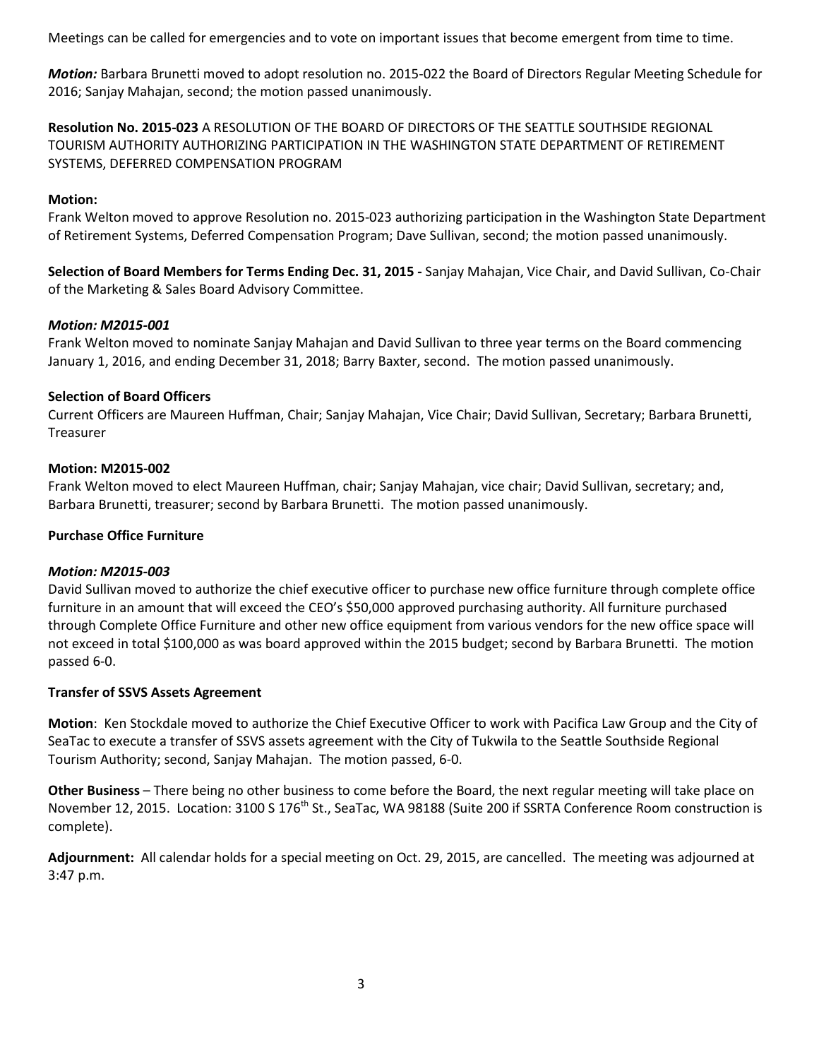Meetings can be called for emergencies and to vote on important issues that become emergent from time to time.

***Motion:*** Barbara Brunetti moved to adopt resolution no. 2015-022 the Board of Directors Regular Meeting Schedule for 2016; Sanjay Mahajan, second; the motion passed unanimously.

**Resolution No. 2015-023** A RESOLUTION OF THE BOARD OF DIRECTORS OF THE SEATTLE SOUTHSIDE REGIONAL TOURISM AUTHORITY AUTHORIZING PARTICIPATION IN THE WASHINGTON STATE DEPARTMENT OF RETIREMENT SYSTEMS, DEFERRED COMPENSATION PROGRAM

**Motion:**
Frank Welton moved to approve Resolution no. 2015-023 authorizing participation in the Washington State Department of Retirement Systems, Deferred Compensation Program; Dave Sullivan, second; the motion passed unanimously.

**Selection of Board Members for Terms Ending Dec. 31, 2015 -** Sanjay Mahajan, Vice Chair, and David Sullivan, Co-Chair of the Marketing & Sales Board Advisory Committee.

***Motion: M2015-001***
Frank Welton moved to nominate Sanjay Mahajan and David Sullivan to three year terms on the Board commencing January 1, 2016, and ending December 31, 2018; Barry Baxter, second. The motion passed unanimously.

**Selection of Board Officers**
Current Officers are Maureen Huffman, Chair; Sanjay Mahajan, Vice Chair; David Sullivan, Secretary; Barbara Brunetti, Treasurer

**Motion: M2015-002**
Frank Welton moved to elect Maureen Huffman, chair; Sanjay Mahajan, vice chair; David Sullivan, secretary; and, Barbara Brunetti, treasurer; second by Barbara Brunetti. The motion passed unanimously.

**Purchase Office Furniture**

***Motion: M2015-003***
David Sullivan moved to authorize the chief executive officer to purchase new office furniture through complete office furniture in an amount that will exceed the CEO's $50,000 approved purchasing authority. All furniture purchased through Complete Office Furniture and other new office equipment from various vendors for the new office space will not exceed in total $100,000 as was board approved within the 2015 budget; second by Barbara Brunetti. The motion passed 6-0.

**Transfer of SSVS Assets Agreement**

**Motion**: Ken Stockdale moved to authorize the Chief Executive Officer to work with Pacifica Law Group and the City of SeaTac to execute a transfer of SSVS assets agreement with the City of Tukwila to the Seattle Southside Regional Tourism Authority; second, Sanjay Mahajan. The motion passed, 6-0.

**Other Business** – There being no other business to come before the Board, the next regular meeting will take place on November 12, 2015. Location: 3100 S 176th St., SeaTac, WA 98188 (Suite 200 if SSRTA Conference Room construction is complete).

**Adjournment:** All calendar holds for a special meeting on Oct. 29, 2015, are cancelled. The meeting was adjourned at 3:47 p.m.